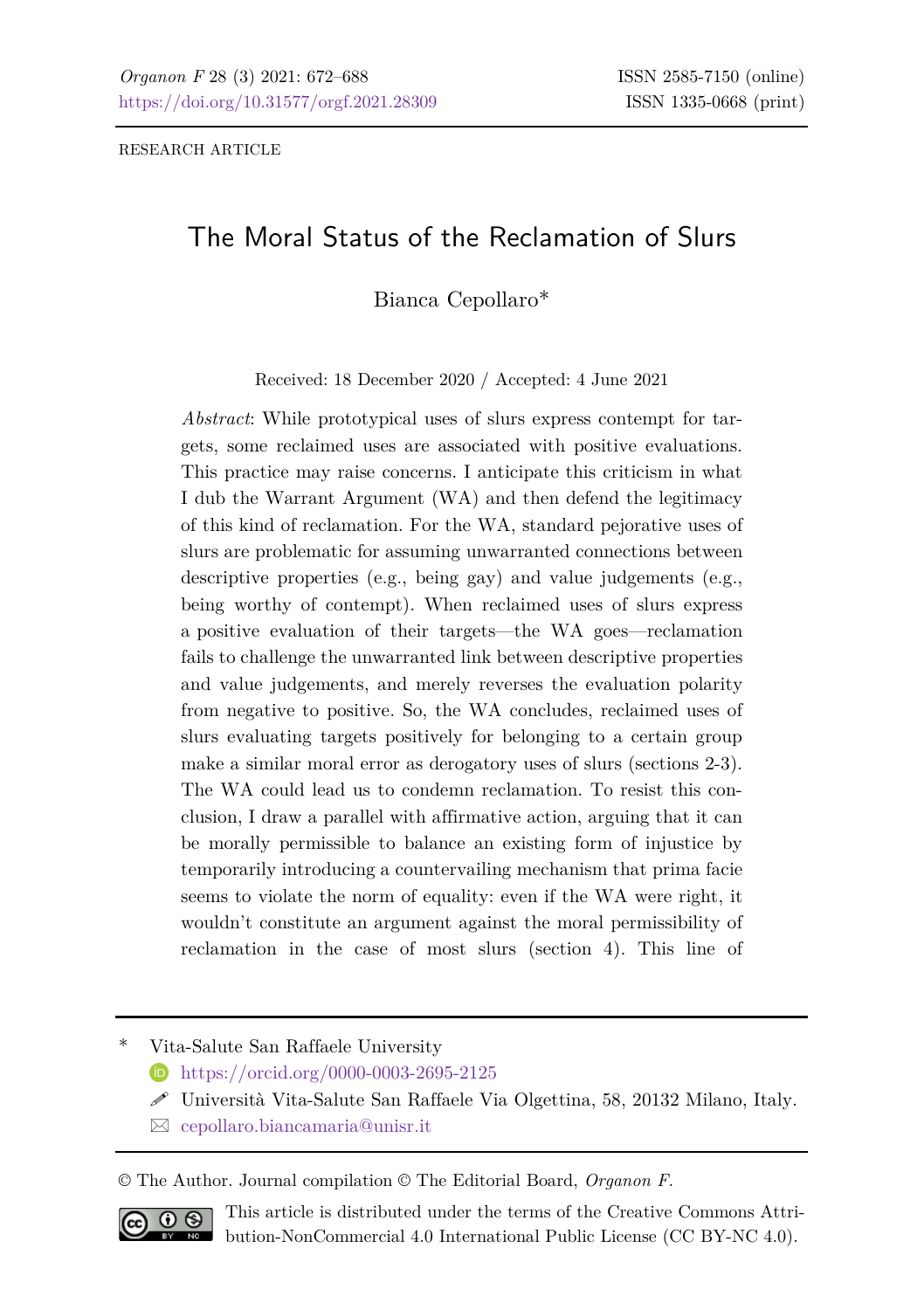RESEARCH ARTICLE

# The Moral Status of the Reclamation of Slurs

Bianca Cepollaro*

Received: 18 December 2020 / Accepted: 4 June 2021

*Abstract*: While prototypical uses of slurs express contempt for targets, some reclaimed uses are associated with positive evaluations. This practice may raise concerns. I anticipate this criticism in what I dub the Warrant Argument (WA) and then defend the legitimacy of this kind of reclamation. For the WA, standard pejorative uses of slurs are problematic for assuming unwarranted connections between descriptive properties (e.g., being gay) and value judgements (e.g., being worthy of contempt). When reclaimed uses of slurs express a positive evaluation of their targets—the WA goes—reclamation fails to challenge the unwarranted link between descriptive properties and value judgements, and merely reverses the evaluation polarity from negative to positive. So, the WA concludes, reclaimed uses of slurs evaluating targets positively for belonging to a certain group make a similar moral error as derogatory uses of slurs (sections 2-3). The WA could lead us to condemn reclamation. To resist this conclusion, I draw a parallel with affirmative action, arguing that it can be morally permissible to balance an existing form of injustice by temporarily introducing a countervailing mechanism that prima facie seems to violate the norm of equality: even if the WA were right, it wouldn't constitute an argument against the moral permissibility of reclamation in the case of most slurs (section 4). This line of

---

\* Vita-Salute San Raffaele University

https://orcid.org/0000-0003-2695-2125

Università Vita-Salute San Raffaele Via Olgettina, 58, 20132 Milano, Italy.

cepollaro.biancamaria@unisr.it

© The Author. Journal compilation © The Editorial Board, *Organon F*.

This article is distributed under the terms of the Creative Commons Attribution-NonCommercial 4.0 International Public License (CC BY-NC 4.0).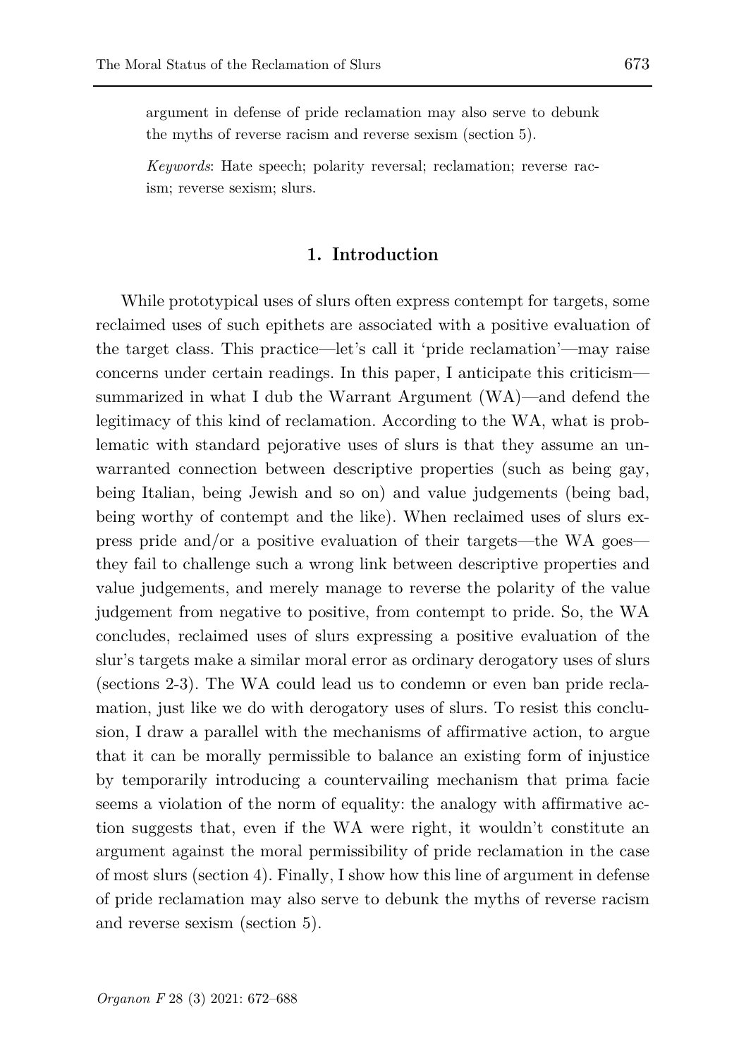argument in defense of pride reclamation may also serve to debunk the myths of reverse racism and reverse sexism (section 5).

*Keywords*: Hate speech; polarity reversal; reclamation; reverse racism; reverse sexism; slurs.

## 1. Introduction

While prototypical uses of slurs often express contempt for targets, some reclaimed uses of such epithets are associated with a positive evaluation of the target class. This practice—let's call it 'pride reclamation'—may raise concerns under certain readings. In this paper, I anticipate this criticism—summarized in what I dub the Warrant Argument (WA)—and defend the legitimacy of this kind of reclamation. According to the WA, what is problematic with standard pejorative uses of slurs is that they assume an unwarranted connection between descriptive properties (such as being gay, being Italian, being Jewish and so on) and value judgements (being bad, being worthy of contempt and the like). When reclaimed uses of slurs express pride and/or a positive evaluation of their targets—the WA goes—they fail to challenge such a wrong link between descriptive properties and value judgements, and merely manage to reverse the polarity of the value judgement from negative to positive, from contempt to pride. So, the WA concludes, reclaimed uses of slurs expressing a positive evaluation of the slur's targets make a similar moral error as ordinary derogatory uses of slurs (sections 2-3). The WA could lead us to condemn or even ban pride reclamation, just like we do with derogatory uses of slurs. To resist this conclusion, I draw a parallel with the mechanisms of affirmative action, to argue that it can be morally permissible to balance an existing form of injustice by temporarily introducing a countervailing mechanism that prima facie seems a violation of the norm of equality: the analogy with affirmative action suggests that, even if the WA were right, it wouldn't constitute an argument against the moral permissibility of pride reclamation in the case of most slurs (section 4). Finally, I show how this line of argument in defense of pride reclamation may also serve to debunk the myths of reverse racism and reverse sexism (section 5).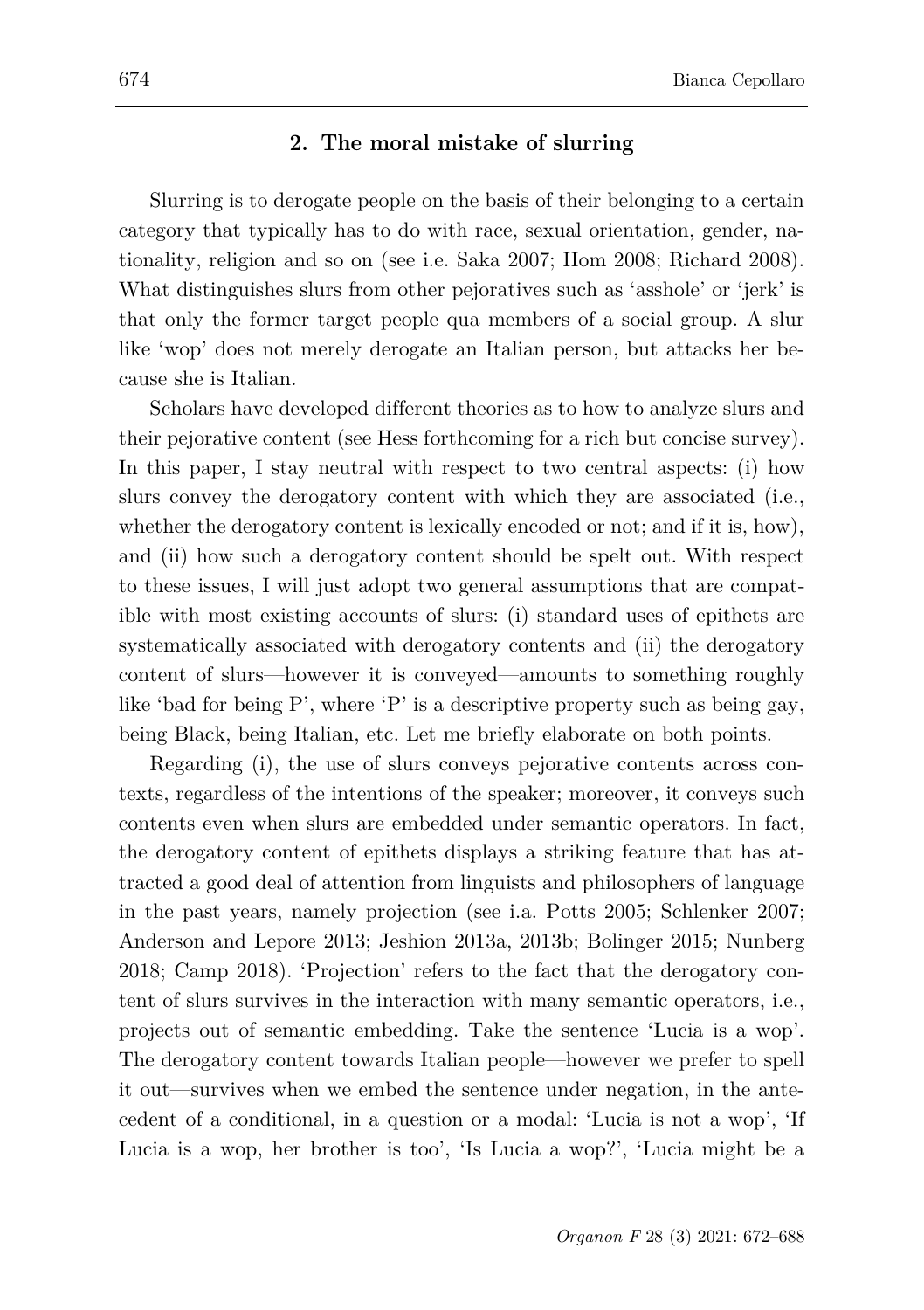## 2. The moral mistake of slurring

Slurring is to derogate people on the basis of their belonging to a certain category that typically has to do with race, sexual orientation, gender, nationality, religion and so on (see i.e. Saka 2007; Hom 2008; Richard 2008). What distinguishes slurs from other pejoratives such as 'asshole' or 'jerk' is that only the former target people qua members of a social group. A slur like 'wop' does not merely derogate an Italian person, but attacks her because she is Italian.

Scholars have developed different theories as to how to analyze slurs and their pejorative content (see Hess forthcoming for a rich but concise survey). In this paper, I stay neutral with respect to two central aspects: (i) how slurs convey the derogatory content with which they are associated (i.e., whether the derogatory content is lexically encoded or not; and if it is, how), and (ii) how such a derogatory content should be spelt out. With respect to these issues, I will just adopt two general assumptions that are compatible with most existing accounts of slurs: (i) standard uses of epithets are systematically associated with derogatory contents and (ii) the derogatory content of slurs—however it is conveyed—amounts to something roughly like 'bad for being P', where 'P' is a descriptive property such as being gay, being Black, being Italian, etc. Let me briefly elaborate on both points.

Regarding (i), the use of slurs conveys pejorative contents across contexts, regardless of the intentions of the speaker; moreover, it conveys such contents even when slurs are embedded under semantic operators. In fact, the derogatory content of epithets displays a striking feature that has attracted a good deal of attention from linguists and philosophers of language in the past years, namely projection (see i.a. Potts 2005; Schlenker 2007; Anderson and Lepore 2013; Jeshion 2013a, 2013b; Bolinger 2015; Nunberg 2018; Camp 2018). 'Projection' refers to the fact that the derogatory content of slurs survives in the interaction with many semantic operators, i.e., projects out of semantic embedding. Take the sentence 'Lucia is a wop'. The derogatory content towards Italian people—however we prefer to spell it out—survives when we embed the sentence under negation, in the antecedent of a conditional, in a question or a modal: 'Lucia is not a wop', 'If Lucia is a wop, her brother is too', 'Is Lucia a wop?', 'Lucia might be a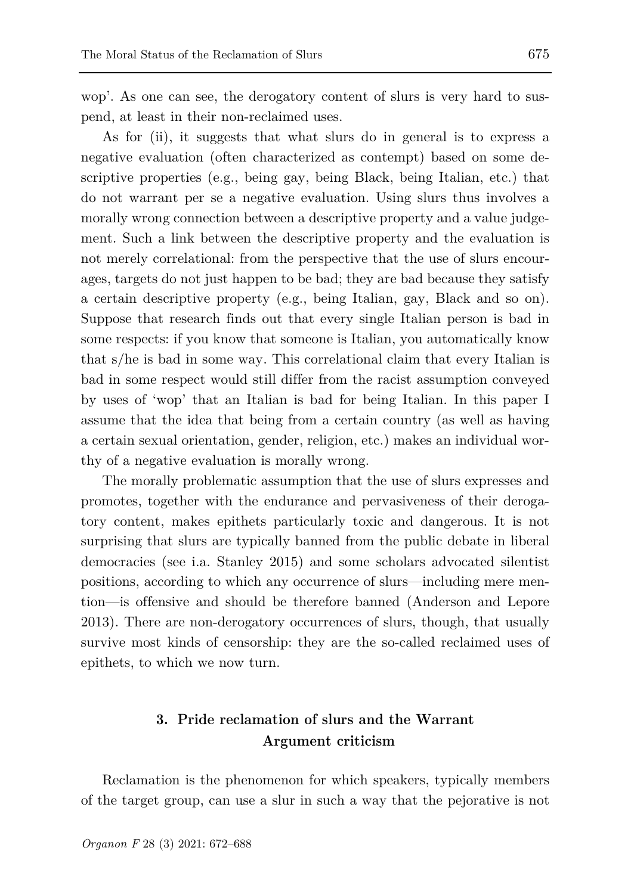wop'. As one can see, the derogatory content of slurs is very hard to suspend, at least in their non-reclaimed uses.

As for (ii), it suggests that what slurs do in general is to express a negative evaluation (often characterized as contempt) based on some descriptive properties (e.g., being gay, being Black, being Italian, etc.) that do not warrant per se a negative evaluation. Using slurs thus involves a morally wrong connection between a descriptive property and a value judgement. Such a link between the descriptive property and the evaluation is not merely correlational: from the perspective that the use of slurs encourages, targets do not just happen to be bad; they are bad because they satisfy a certain descriptive property (e.g., being Italian, gay, Black and so on). Suppose that research finds out that every single Italian person is bad in some respects: if you know that someone is Italian, you automatically know that s/he is bad in some way. This correlational claim that every Italian is bad in some respect would still differ from the racist assumption conveyed by uses of 'wop' that an Italian is bad for being Italian. In this paper I assume that the idea that being from a certain country (as well as having a certain sexual orientation, gender, religion, etc.) makes an individual worthy of a negative evaluation is morally wrong.

The morally problematic assumption that the use of slurs expresses and promotes, together with the endurance and pervasiveness of their derogatory content, makes epithets particularly toxic and dangerous. It is not surprising that slurs are typically banned from the public debate in liberal democracies (see i.a. Stanley 2015) and some scholars advocated silentist positions, according to which any occurrence of slurs—including mere mention—is offensive and should be therefore banned (Anderson and Lepore 2013). There are non-derogatory occurrences of slurs, though, that usually survive most kinds of censorship: they are the so-called reclaimed uses of epithets, to which we now turn.

## 3. Pride reclamation of slurs and the Warrant Argument criticism

Reclamation is the phenomenon for which speakers, typically members of the target group, can use a slur in such a way that the pejorative is not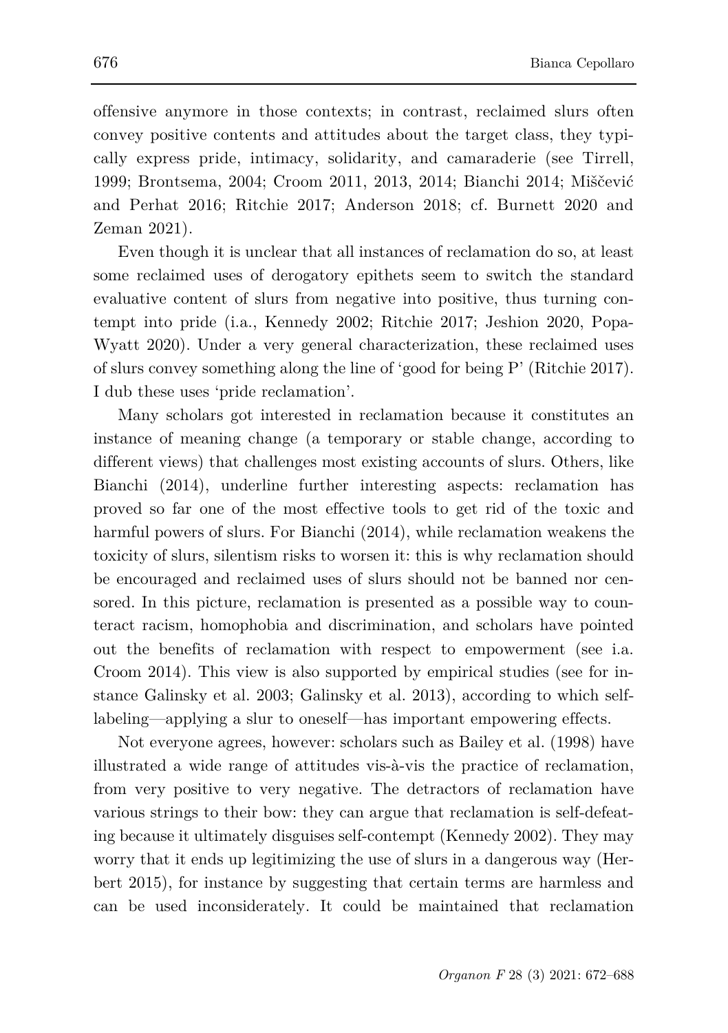offensive anymore in those contexts; in contrast, reclaimed slurs often convey positive contents and attitudes about the target class, they typically express pride, intimacy, solidarity, and camaraderie (see Tirrell, 1999; Brontsema, 2004; Croom 2011, 2013, 2014; Bianchi 2014; Miščević and Perhat 2016; Ritchie 2017; Anderson 2018; cf. Burnett 2020 and Zeman 2021).

Even though it is unclear that all instances of reclamation do so, at least some reclaimed uses of derogatory epithets seem to switch the standard evaluative content of slurs from negative into positive, thus turning contempt into pride (i.a., Kennedy 2002; Ritchie 2017; Jeshion 2020, Popa-Wyatt 2020). Under a very general characterization, these reclaimed uses of slurs convey something along the line of 'good for being P' (Ritchie 2017). I dub these uses 'pride reclamation'.

Many scholars got interested in reclamation because it constitutes an instance of meaning change (a temporary or stable change, according to different views) that challenges most existing accounts of slurs. Others, like Bianchi (2014), underline further interesting aspects: reclamation has proved so far one of the most effective tools to get rid of the toxic and harmful powers of slurs. For Bianchi (2014), while reclamation weakens the toxicity of slurs, silentism risks to worsen it: this is why reclamation should be encouraged and reclaimed uses of slurs should not be banned nor censored. In this picture, reclamation is presented as a possible way to counteract racism, homophobia and discrimination, and scholars have pointed out the benefits of reclamation with respect to empowerment (see i.a. Croom 2014). This view is also supported by empirical studies (see for instance Galinsky et al. 2003; Galinsky et al. 2013), according to which self-labeling—applying a slur to oneself—has important empowering effects.

Not everyone agrees, however: scholars such as Bailey et al. (1998) have illustrated a wide range of attitudes vis-à-vis the practice of reclamation, from very positive to very negative. The detractors of reclamation have various strings to their bow: they can argue that reclamation is self-defeating because it ultimately disguises self-contempt (Kennedy 2002). They may worry that it ends up legitimizing the use of slurs in a dangerous way (Herbert 2015), for instance by suggesting that certain terms are harmless and can be used inconsiderately. It could be maintained that reclamation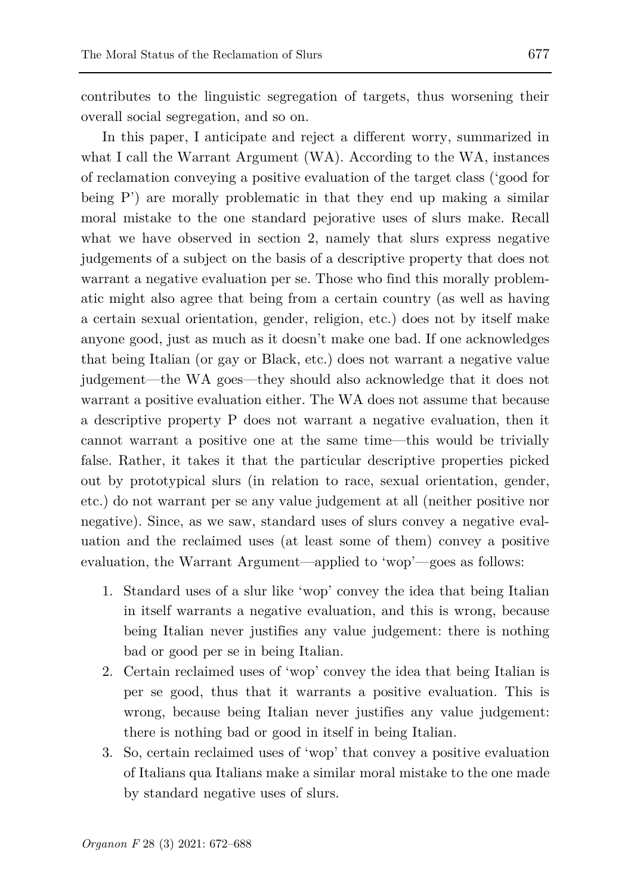contributes to the linguistic segregation of targets, thus worsening their overall social segregation, and so on.

In this paper, I anticipate and reject a different worry, summarized in what I call the Warrant Argument (WA). According to the WA, instances of reclamation conveying a positive evaluation of the target class ('good for being P') are morally problematic in that they end up making a similar moral mistake to the one standard pejorative uses of slurs make. Recall what we have observed in section 2, namely that slurs express negative judgements of a subject on the basis of a descriptive property that does not warrant a negative evaluation per se. Those who find this morally problematic might also agree that being from a certain country (as well as having a certain sexual orientation, gender, religion, etc.) does not by itself make anyone good, just as much as it doesn't make one bad. If one acknowledges that being Italian (or gay or Black, etc.) does not warrant a negative value judgement—the WA goes—they should also acknowledge that it does not warrant a positive evaluation either. The WA does not assume that because a descriptive property P does not warrant a negative evaluation, then it cannot warrant a positive one at the same time—this would be trivially false. Rather, it takes it that the particular descriptive properties picked out by prototypical slurs (in relation to race, sexual orientation, gender, etc.) do not warrant per se any value judgement at all (neither positive nor negative). Since, as we saw, standard uses of slurs convey a negative evaluation and the reclaimed uses (at least some of them) convey a positive evaluation, the Warrant Argument—applied to 'wop'—goes as follows:

1. Standard uses of a slur like 'wop' convey the idea that being Italian in itself warrants a negative evaluation, and this is wrong, because being Italian never justifies any value judgement: there is nothing bad or good per se in being Italian.
2. Certain reclaimed uses of 'wop' convey the idea that being Italian is per se good, thus that it warrants a positive evaluation. This is wrong, because being Italian never justifies any value judgement: there is nothing bad or good in itself in being Italian.
3. So, certain reclaimed uses of 'wop' that convey a positive evaluation of Italians qua Italians make a similar moral mistake to the one made by standard negative uses of slurs.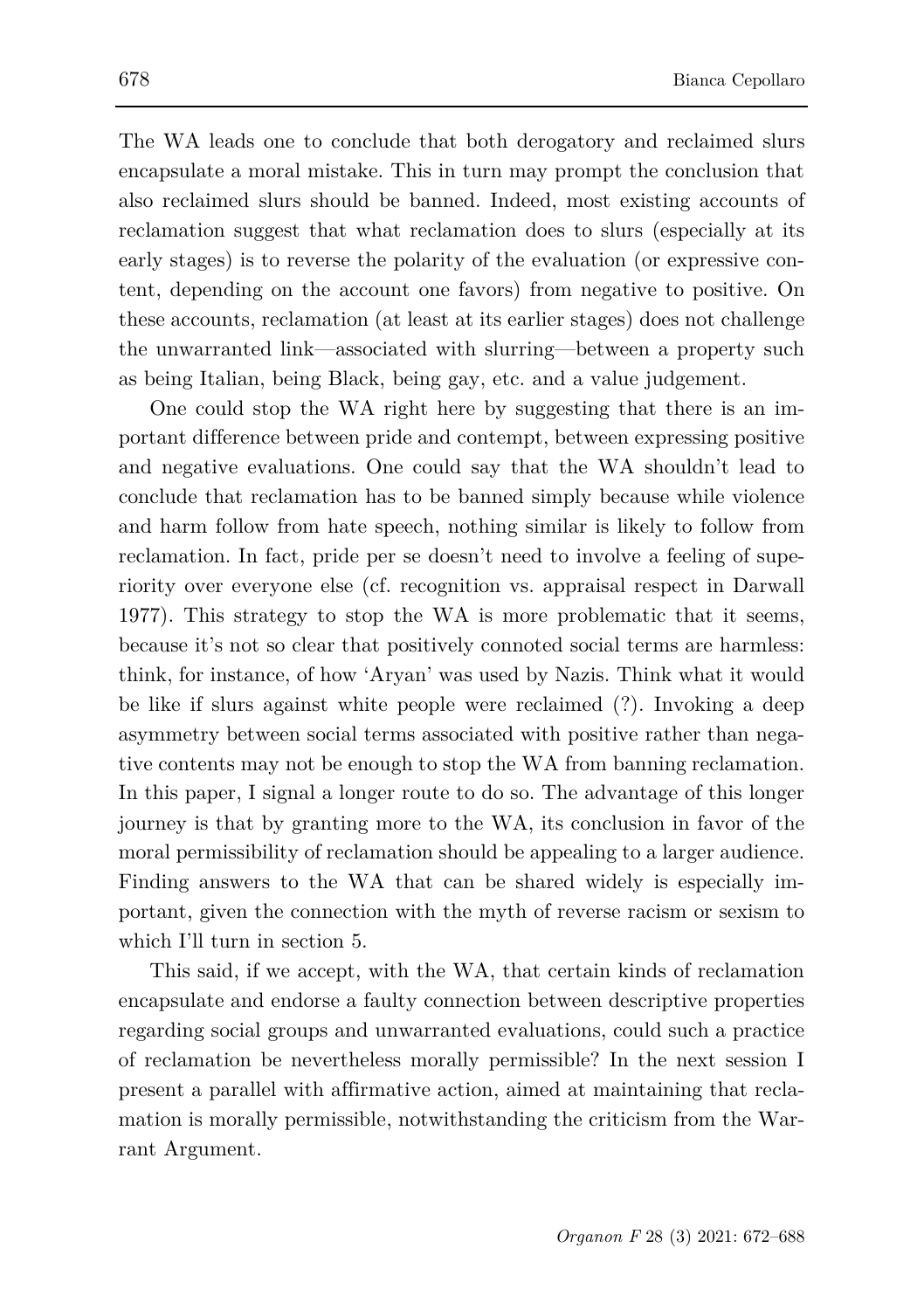The WA leads one to conclude that both derogatory and reclaimed slurs encapsulate a moral mistake. This in turn may prompt the conclusion that also reclaimed slurs should be banned. Indeed, most existing accounts of reclamation suggest that what reclamation does to slurs (especially at its early stages) is to reverse the polarity of the evaluation (or expressive content, depending on the account one favors) from negative to positive. On these accounts, reclamation (at least at its earlier stages) does not challenge the unwarranted link—associated with slurring—between a property such as being Italian, being Black, being gay, etc. and a value judgement.

One could stop the WA right here by suggesting that there is an important difference between pride and contempt, between expressing positive and negative evaluations. One could say that the WA shouldn't lead to conclude that reclamation has to be banned simply because while violence and harm follow from hate speech, nothing similar is likely to follow from reclamation. In fact, pride per se doesn't need to involve a feeling of superiority over everyone else (cf. recognition vs. appraisal respect in Darwall 1977). This strategy to stop the WA is more problematic that it seems, because it's not so clear that positively connoted social terms are harmless: think, for instance, of how 'Aryan' was used by Nazis. Think what it would be like if slurs against white people were reclaimed (?). Invoking a deep asymmetry between social terms associated with positive rather than negative contents may not be enough to stop the WA from banning reclamation. In this paper, I signal a longer route to do so. The advantage of this longer journey is that by granting more to the WA, its conclusion in favor of the moral permissibility of reclamation should be appealing to a larger audience. Finding answers to the WA that can be shared widely is especially important, given the connection with the myth of reverse racism or sexism to which I'll turn in section 5.

This said, if we accept, with the WA, that certain kinds of reclamation encapsulate and endorse a faulty connection between descriptive properties regarding social groups and unwarranted evaluations, could such a practice of reclamation be nevertheless morally permissible? In the next session I present a parallel with affirmative action, aimed at maintaining that reclamation is morally permissible, notwithstanding the criticism from the Warrant Argument.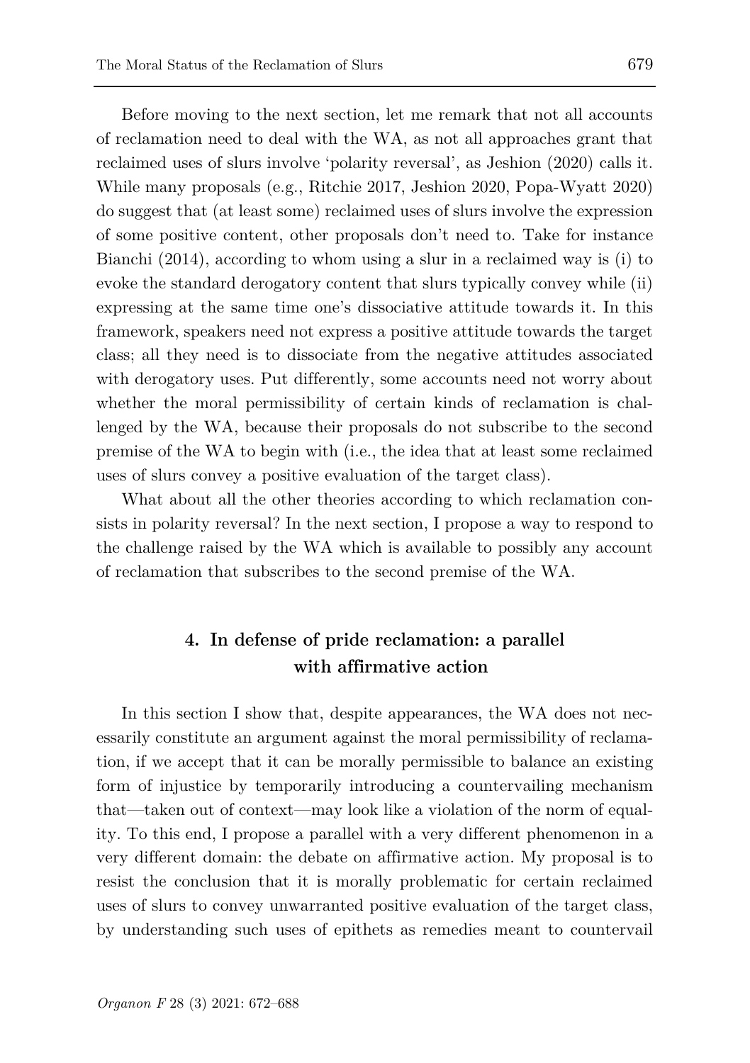Before moving to the next section, let me remark that not all accounts of reclamation need to deal with the WA, as not all approaches grant that reclaimed uses of slurs involve 'polarity reversal', as Jeshion (2020) calls it. While many proposals (e.g., Ritchie 2017, Jeshion 2020, Popa-Wyatt 2020) do suggest that (at least some) reclaimed uses of slurs involve the expression of some positive content, other proposals don't need to. Take for instance Bianchi (2014), according to whom using a slur in a reclaimed way is (i) to evoke the standard derogatory content that slurs typically convey while (ii) expressing at the same time one's dissociative attitude towards it. In this framework, speakers need not express a positive attitude towards the target class; all they need is to dissociate from the negative attitudes associated with derogatory uses. Put differently, some accounts need not worry about whether the moral permissibility of certain kinds of reclamation is challenged by the WA, because their proposals do not subscribe to the second premise of the WA to begin with (i.e., the idea that at least some reclaimed uses of slurs convey a positive evaluation of the target class).

What about all the other theories according to which reclamation consists in polarity reversal? In the next section, I propose a way to respond to the challenge raised by the WA which is available to possibly any account of reclamation that subscribes to the second premise of the WA.

## 4. In defense of pride reclamation: a parallel with affirmative action

In this section I show that, despite appearances, the WA does not necessarily constitute an argument against the moral permissibility of reclamation, if we accept that it can be morally permissible to balance an existing form of injustice by temporarily introducing a countervailing mechanism that—taken out of context—may look like a violation of the norm of equality. To this end, I propose a parallel with a very different phenomenon in a very different domain: the debate on affirmative action. My proposal is to resist the conclusion that it is morally problematic for certain reclaimed uses of slurs to convey unwarranted positive evaluation of the target class, by understanding such uses of epithets as remedies meant to countervail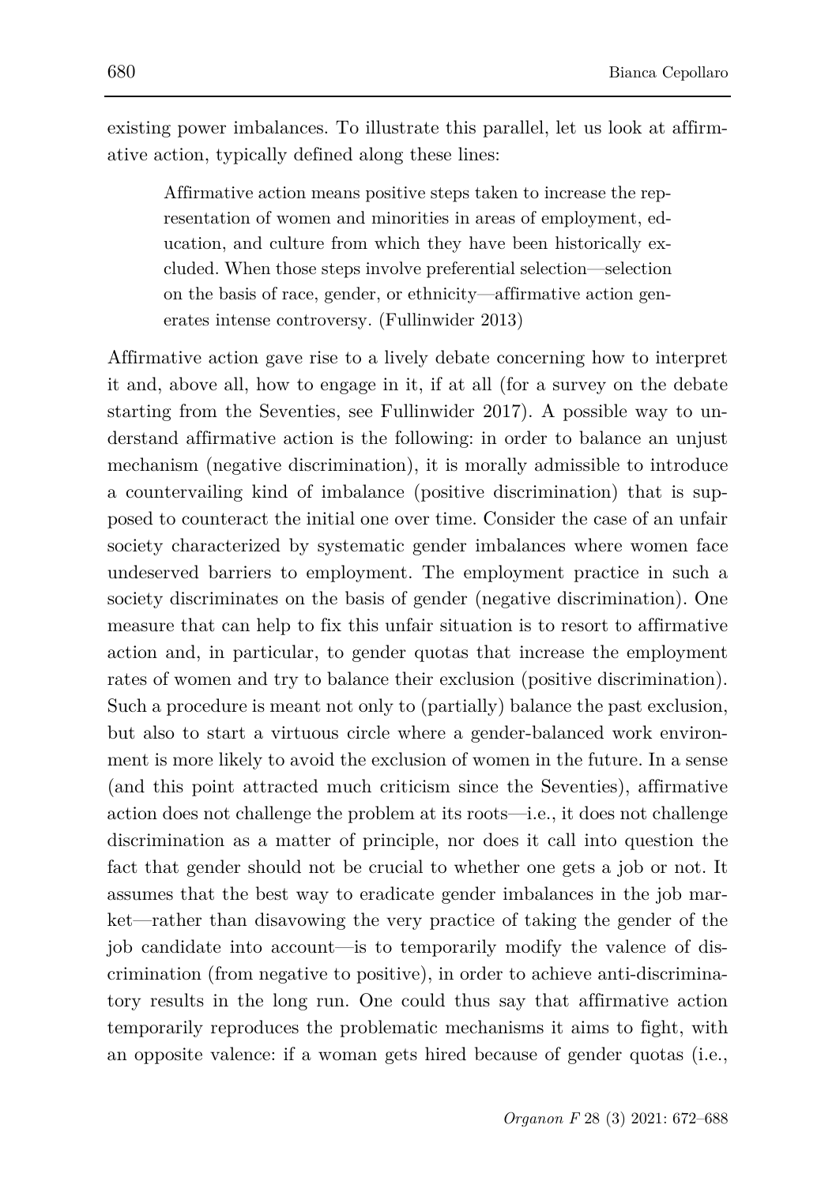existing power imbalances. To illustrate this parallel, let us look at affirmative action, typically defined along these lines:

> Affirmative action means positive steps taken to increase the representation of women and minorities in areas of employment, education, and culture from which they have been historically excluded. When those steps involve preferential selection—selection on the basis of race, gender, or ethnicity—affirmative action generates intense controversy. (Fullinwider 2013)

Affirmative action gave rise to a lively debate concerning how to interpret it and, above all, how to engage in it, if at all (for a survey on the debate starting from the Seventies, see Fullinwider 2017). A possible way to understand affirmative action is the following: in order to balance an unjust mechanism (negative discrimination), it is morally admissible to introduce a countervailing kind of imbalance (positive discrimination) that is supposed to counteract the initial one over time. Consider the case of an unfair society characterized by systematic gender imbalances where women face undeserved barriers to employment. The employment practice in such a society discriminates on the basis of gender (negative discrimination). One measure that can help to fix this unfair situation is to resort to affirmative action and, in particular, to gender quotas that increase the employment rates of women and try to balance their exclusion (positive discrimination). Such a procedure is meant not only to (partially) balance the past exclusion, but also to start a virtuous circle where a gender-balanced work environment is more likely to avoid the exclusion of women in the future. In a sense (and this point attracted much criticism since the Seventies), affirmative action does not challenge the problem at its roots—i.e., it does not challenge discrimination as a matter of principle, nor does it call into question the fact that gender should not be crucial to whether one gets a job or not. It assumes that the best way to eradicate gender imbalances in the job market—rather than disavowing the very practice of taking the gender of the job candidate into account—is to temporarily modify the valence of discrimination (from negative to positive), in order to achieve anti-discriminatory results in the long run. One could thus say that affirmative action temporarily reproduces the problematic mechanisms it aims to fight, with an opposite valence: if a woman gets hired because of gender quotas (i.e.,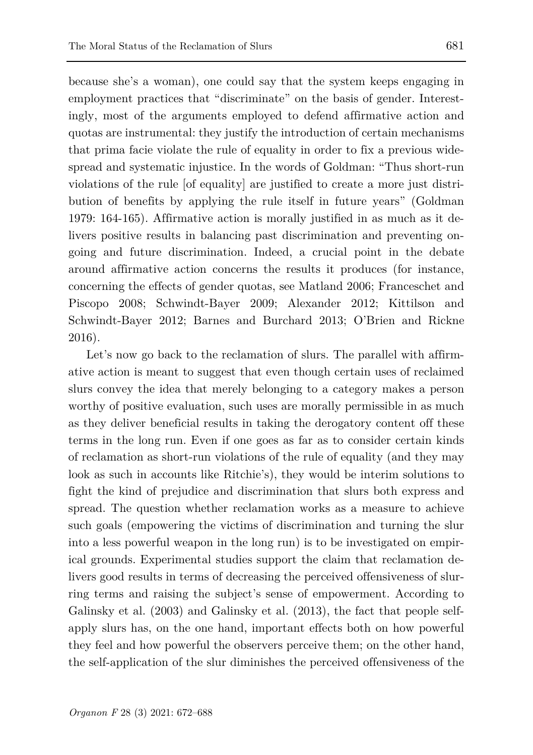because she's a woman), one could say that the system keeps engaging in employment practices that "discriminate" on the basis of gender. Interestingly, most of the arguments employed to defend affirmative action and quotas are instrumental: they justify the introduction of certain mechanisms that prima facie violate the rule of equality in order to fix a previous widespread and systematic injustice. In the words of Goldman: "Thus short-run violations of the rule [of equality] are justified to create a more just distribution of benefits by applying the rule itself in future years" (Goldman 1979: 164-165). Affirmative action is morally justified in as much as it delivers positive results in balancing past discrimination and preventing ongoing and future discrimination. Indeed, a crucial point in the debate around affirmative action concerns the results it produces (for instance, concerning the effects of gender quotas, see Matland 2006; Franceschet and Piscopo 2008; Schwindt-Bayer 2009; Alexander 2012; Kittilson and Schwindt-Bayer 2012; Barnes and Burchard 2013; O'Brien and Rickne 2016).

Let's now go back to the reclamation of slurs. The parallel with affirmative action is meant to suggest that even though certain uses of reclaimed slurs convey the idea that merely belonging to a category makes a person worthy of positive evaluation, such uses are morally permissible in as much as they deliver beneficial results in taking the derogatory content off these terms in the long run. Even if one goes as far as to consider certain kinds of reclamation as short-run violations of the rule of equality (and they may look as such in accounts like Ritchie's), they would be interim solutions to fight the kind of prejudice and discrimination that slurs both express and spread. The question whether reclamation works as a measure to achieve such goals (empowering the victims of discrimination and turning the slur into a less powerful weapon in the long run) is to be investigated on empirical grounds. Experimental studies support the claim that reclamation delivers good results in terms of decreasing the perceived offensiveness of slurring terms and raising the subject's sense of empowerment. According to Galinsky et al. (2003) and Galinsky et al. (2013), the fact that people self-apply slurs has, on the one hand, important effects both on how powerful they feel and how powerful the observers perceive them; on the other hand, the self-application of the slur diminishes the perceived offensiveness of the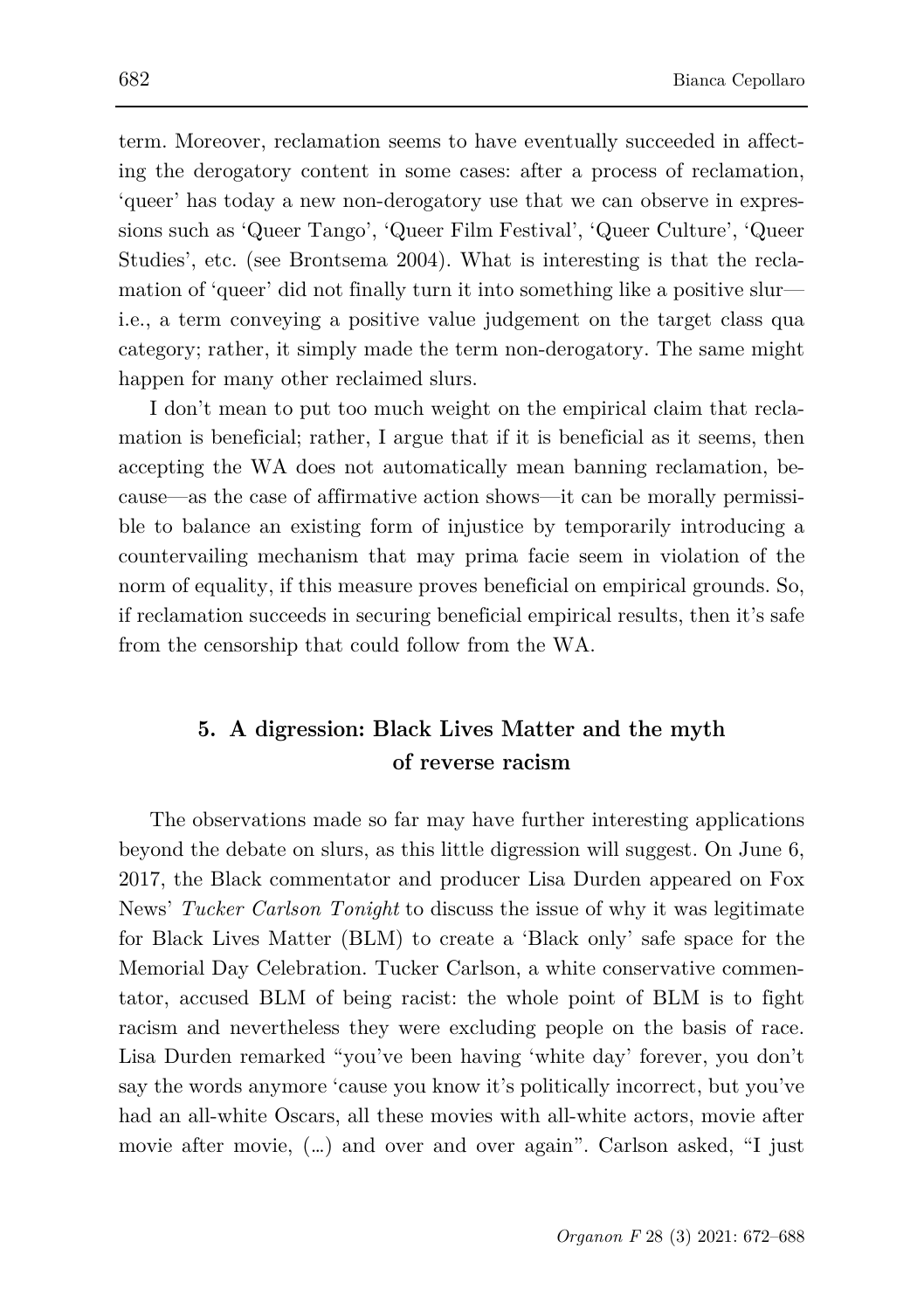term. Moreover, reclamation seems to have eventually succeeded in affecting the derogatory content in some cases: after a process of reclamation, 'queer' has today a new non-derogatory use that we can observe in expressions such as 'Queer Tango', 'Queer Film Festival', 'Queer Culture', 'Queer Studies', etc. (see Brontsema 2004). What is interesting is that the reclamation of 'queer' did not finally turn it into something like a positive slur—i.e., a term conveying a positive value judgement on the target class qua category; rather, it simply made the term non-derogatory. The same might happen for many other reclaimed slurs.

I don't mean to put too much weight on the empirical claim that reclamation is beneficial; rather, I argue that if it is beneficial as it seems, then accepting the WA does not automatically mean banning reclamation, because—as the case of affirmative action shows—it can be morally permissible to balance an existing form of injustice by temporarily introducing a countervailing mechanism that may prima facie seem in violation of the norm of equality, if this measure proves beneficial on empirical grounds. So, if reclamation succeeds in securing beneficial empirical results, then it's safe from the censorship that could follow from the WA.

## 5. A digression: Black Lives Matter and the myth of reverse racism

The observations made so far may have further interesting applications beyond the debate on slurs, as this little digression will suggest. On June 6, 2017, the Black commentator and producer Lisa Durden appeared on Fox News' *Tucker Carlson Tonight* to discuss the issue of why it was legitimate for Black Lives Matter (BLM) to create a 'Black only' safe space for the Memorial Day Celebration. Tucker Carlson, a white conservative commentator, accused BLM of being racist: the whole point of BLM is to fight racism and nevertheless they were excluding people on the basis of race. Lisa Durden remarked "you've been having 'white day' forever, you don't say the words anymore 'cause you know it's politically incorrect, but you've had an all-white Oscars, all these movies with all-white actors, movie after movie after movie, (…) and over and over again". Carlson asked, "I just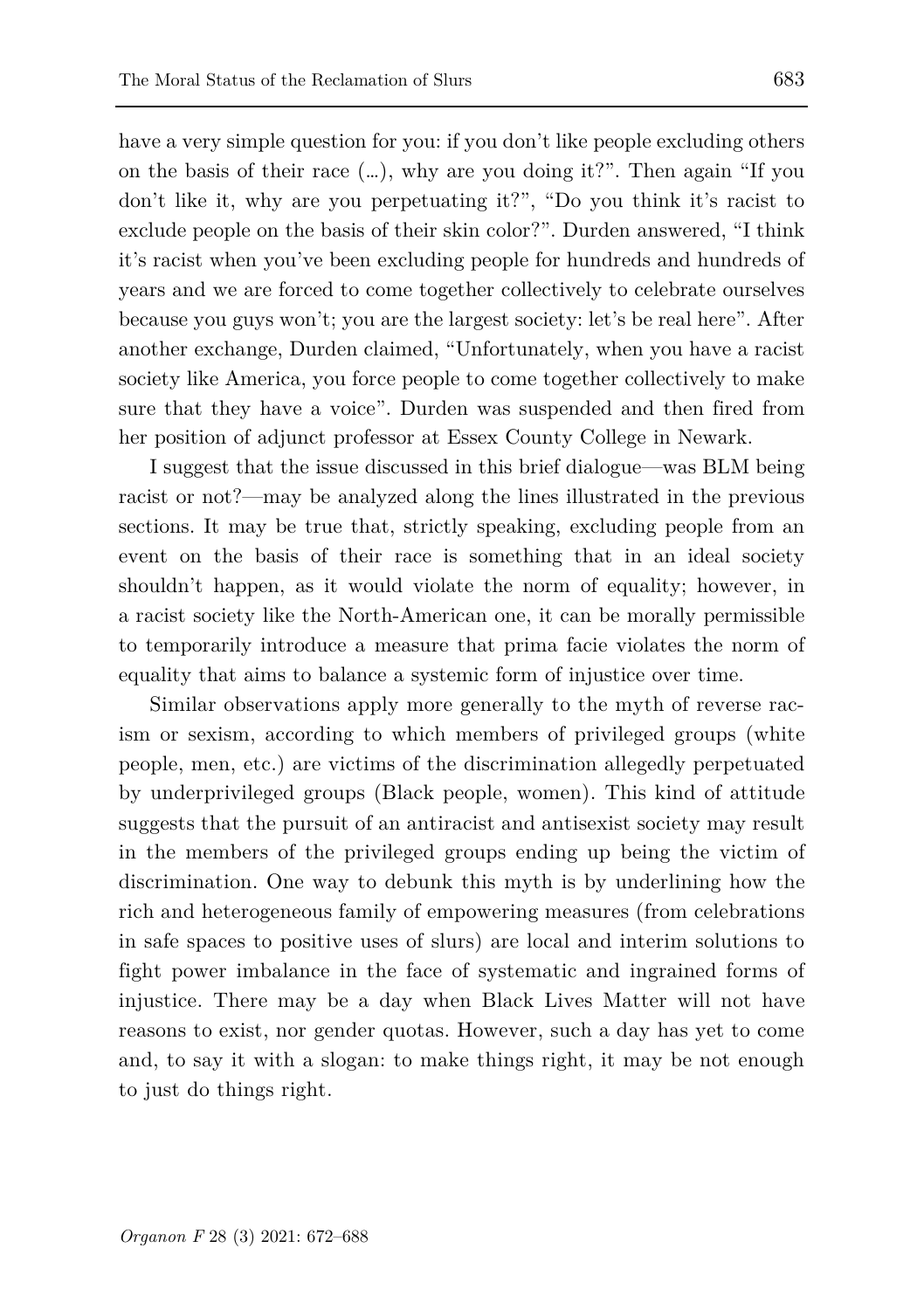have a very simple question for you: if you don't like people excluding others on the basis of their race (…), why are you doing it?". Then again "If you don't like it, why are you perpetuating it?", "Do you think it's racist to exclude people on the basis of their skin color?". Durden answered, "I think it's racist when you've been excluding people for hundreds and hundreds of years and we are forced to come together collectively to celebrate ourselves because you guys won't; you are the largest society: let's be real here". After another exchange, Durden claimed, "Unfortunately, when you have a racist society like America, you force people to come together collectively to make sure that they have a voice". Durden was suspended and then fired from her position of adjunct professor at Essex County College in Newark.

I suggest that the issue discussed in this brief dialogue—was BLM being racist or not?—may be analyzed along the lines illustrated in the previous sections. It may be true that, strictly speaking, excluding people from an event on the basis of their race is something that in an ideal society shouldn't happen, as it would violate the norm of equality; however, in a racist society like the North-American one, it can be morally permissible to temporarily introduce a measure that prima facie violates the norm of equality that aims to balance a systemic form of injustice over time.

Similar observations apply more generally to the myth of reverse racism or sexism, according to which members of privileged groups (white people, men, etc.) are victims of the discrimination allegedly perpetuated by underprivileged groups (Black people, women). This kind of attitude suggests that the pursuit of an antiracist and antisexist society may result in the members of the privileged groups ending up being the victim of discrimination. One way to debunk this myth is by underlining how the rich and heterogeneous family of empowering measures (from celebrations in safe spaces to positive uses of slurs) are local and interim solutions to fight power imbalance in the face of systematic and ingrained forms of injustice. There may be a day when Black Lives Matter will not have reasons to exist, nor gender quotas. However, such a day has yet to come and, to say it with a slogan: to make things right, it may be not enough to just do things right.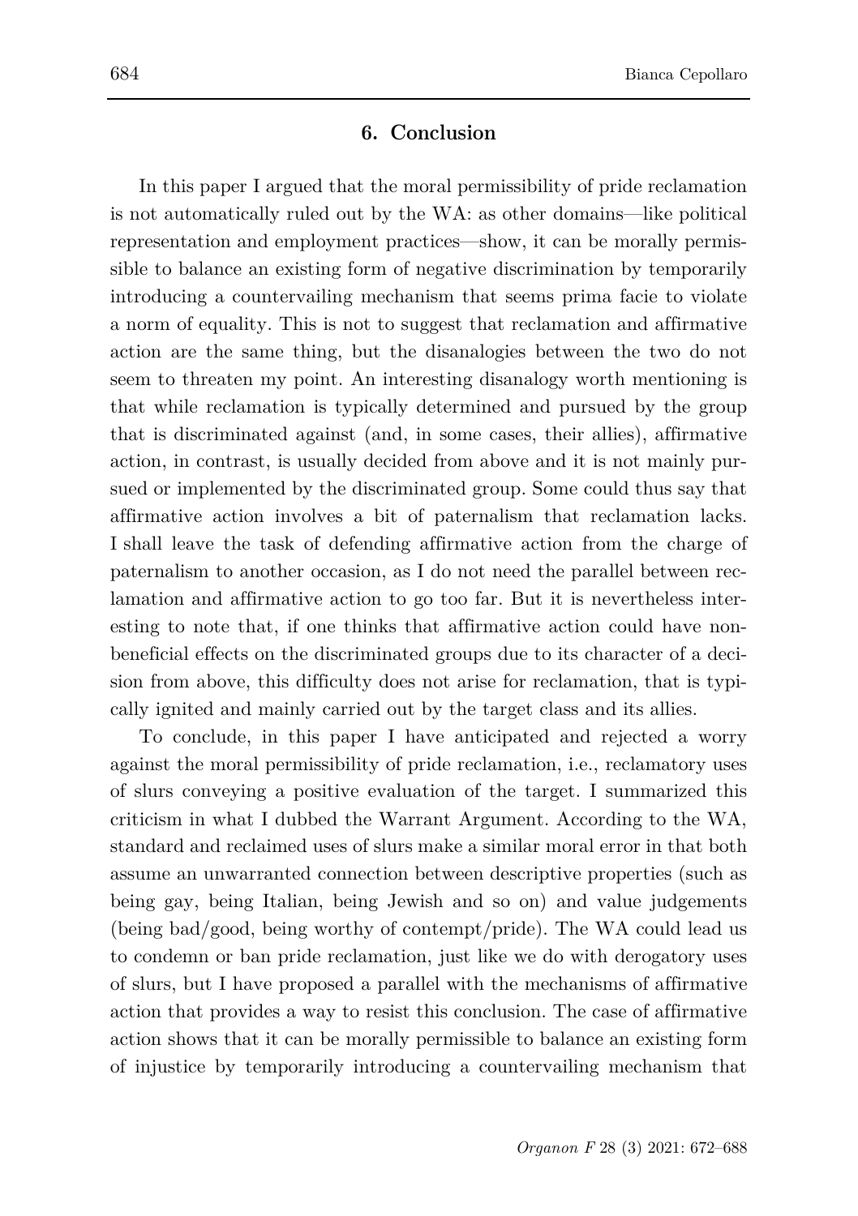## 6. Conclusion

In this paper I argued that the moral permissibility of pride reclamation is not automatically ruled out by the WA: as other domains—like political representation and employment practices—show, it can be morally permissible to balance an existing form of negative discrimination by temporarily introducing a countervailing mechanism that seems prima facie to violate a norm of equality. This is not to suggest that reclamation and affirmative action are the same thing, but the disanalogies between the two do not seem to threaten my point. An interesting disanalogy worth mentioning is that while reclamation is typically determined and pursued by the group that is discriminated against (and, in some cases, their allies), affirmative action, in contrast, is usually decided from above and it is not mainly pursued or implemented by the discriminated group. Some could thus say that affirmative action involves a bit of paternalism that reclamation lacks. I shall leave the task of defending affirmative action from the charge of paternalism to another occasion, as I do not need the parallel between reclamation and affirmative action to go too far. But it is nevertheless interesting to note that, if one thinks that affirmative action could have non-beneficial effects on the discriminated groups due to its character of a decision from above, this difficulty does not arise for reclamation, that is typically ignited and mainly carried out by the target class and its allies.

To conclude, in this paper I have anticipated and rejected a worry against the moral permissibility of pride reclamation, i.e., reclamatory uses of slurs conveying a positive evaluation of the target. I summarized this criticism in what I dubbed the Warrant Argument. According to the WA, standard and reclaimed uses of slurs make a similar moral error in that both assume an unwarranted connection between descriptive properties (such as being gay, being Italian, being Jewish and so on) and value judgements (being bad/good, being worthy of contempt/pride). The WA could lead us to condemn or ban pride reclamation, just like we do with derogatory uses of slurs, but I have proposed a parallel with the mechanisms of affirmative action that provides a way to resist this conclusion. The case of affirmative action shows that it can be morally permissible to balance an existing form of injustice by temporarily introducing a countervailing mechanism that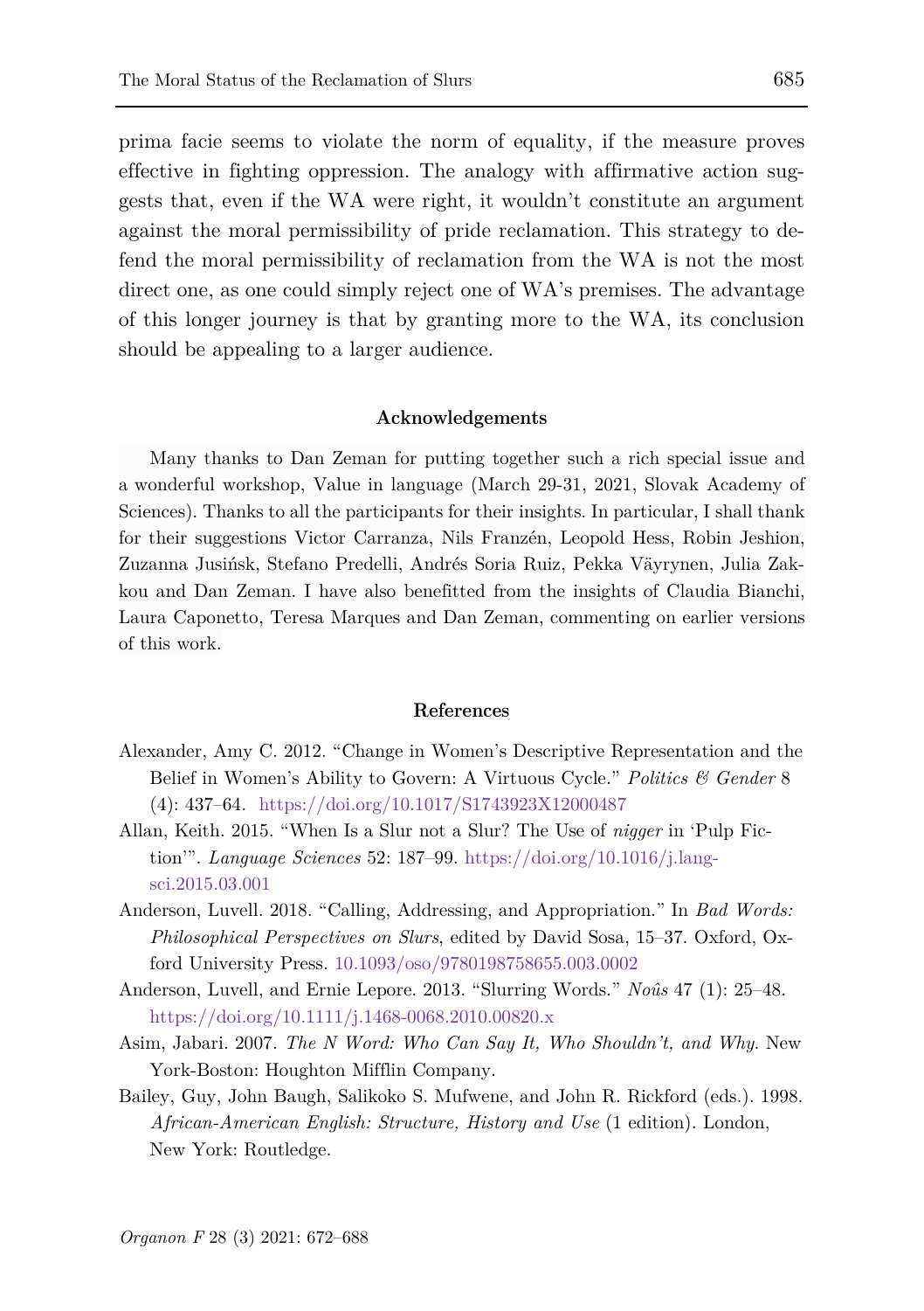prima facie seems to violate the norm of equality, if the measure proves effective in fighting oppression. The analogy with affirmative action suggests that, even if the WA were right, it wouldn't constitute an argument against the moral permissibility of pride reclamation. This strategy to defend the moral permissibility of reclamation from the WA is not the most direct one, as one could simply reject one of WA's premises. The advantage of this longer journey is that by granting more to the WA, its conclusion should be appealing to a larger audience.

## Acknowledgements

Many thanks to Dan Zeman for putting together such a rich special issue and a wonderful workshop, Value in language (March 29-31, 2021, Slovak Academy of Sciences). Thanks to all the participants for their insights. In particular, I shall thank for their suggestions Victor Carranza, Nils Franzén, Leopold Hess, Robin Jeshion, Zuzanna Jusińsk, Stefano Predelli, Andrés Soria Ruiz, Pekka Väyrynen, Julia Zakkou and Dan Zeman. I have also benefitted from the insights of Claudia Bianchi, Laura Caponetto, Teresa Marques and Dan Zeman, commenting on earlier versions of this work.

## References

Alexander, Amy C. 2012. "Change in Women's Descriptive Representation and the Belief in Women's Ability to Govern: A Virtuous Cycle." *Politics & Gender* 8 (4): 437–64. https://doi.org/10.1017/S1743923X12000487

Allan, Keith. 2015. "When Is a Slur not a Slur? The Use of *nigger* in 'Pulp Fiction'". *Language Sciences* 52: 187–99. https://doi.org/10.1016/j.langsci.2015.03.001

Anderson, Luvell. 2018. "Calling, Addressing, and Appropriation." In *Bad Words: Philosophical Perspectives on Slurs*, edited by David Sosa, 15–37. Oxford, Oxford University Press. 10.1093/oso/9780198758655.003.0002

Anderson, Luvell, and Ernie Lepore. 2013. "Slurring Words." *Noûs* 47 (1): 25–48. https://doi.org/10.1111/j.1468-0068.2010.00820.x

Asim, Jabari. 2007. *The N Word: Who Can Say It, Who Shouldn't, and Why*. New York-Boston: Houghton Mifflin Company.

Bailey, Guy, John Baugh, Salikoko S. Mufwene, and John R. Rickford (eds.). 1998. *African-American English: Structure, History and Use* (1 edition). London, New York: Routledge.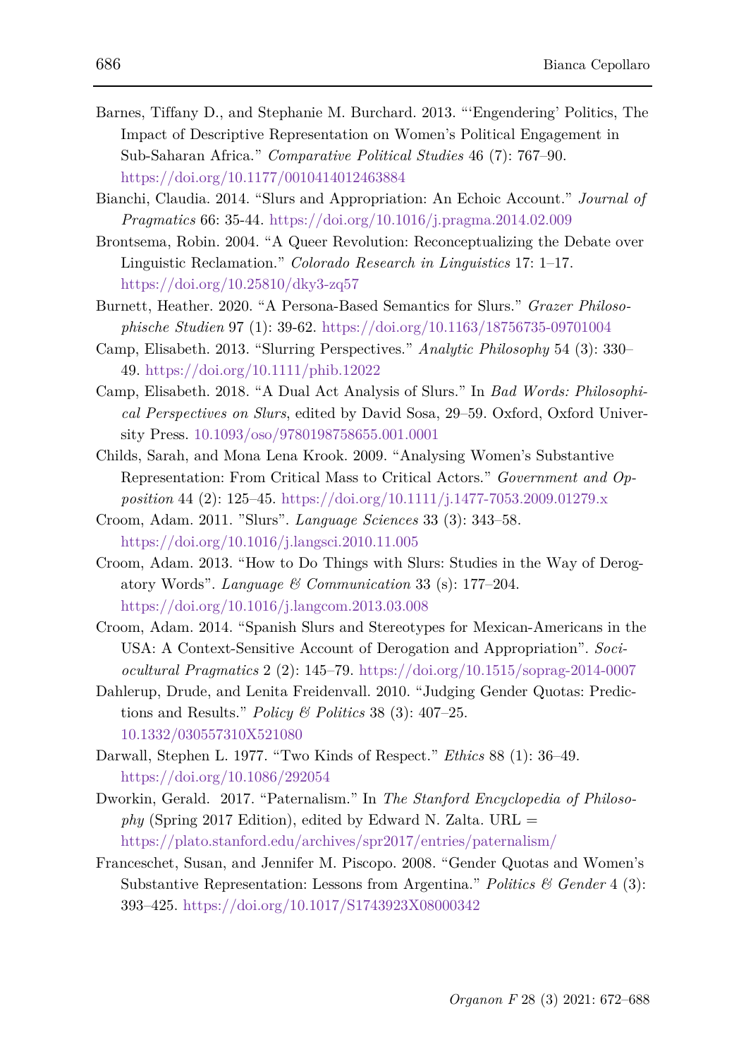Barnes, Tiffany D., and Stephanie M. Burchard. 2013. "'Engendering' Politics, The Impact of Descriptive Representation on Women's Political Engagement in Sub-Saharan Africa." *Comparative Political Studies* 46 (7): 767–90. https://doi.org/10.1177/0010414012463884

Bianchi, Claudia. 2014. "Slurs and Appropriation: An Echoic Account." *Journal of Pragmatics* 66: 35-44. https://doi.org/10.1016/j.pragma.2014.02.009

Brontsema, Robin. 2004. "A Queer Revolution: Reconceptualizing the Debate over Linguistic Reclamation." *Colorado Research in Linguistics* 17: 1–17. https://doi.org/10.25810/dky3-zq57

Burnett, Heather. 2020. "A Persona-Based Semantics for Slurs." *Grazer Philosophische Studien* 97 (1): 39-62. https://doi.org/10.1163/18756735-09701004

Camp, Elisabeth. 2013. "Slurring Perspectives." *Analytic Philosophy* 54 (3): 330–49. https://doi.org/10.1111/phib.12022

Camp, Elisabeth. 2018. "A Dual Act Analysis of Slurs." In *Bad Words: Philosophical Perspectives on Slurs*, edited by David Sosa, 29–59. Oxford, Oxford University Press. 10.1093/oso/9780198758655.001.0001

Childs, Sarah, and Mona Lena Krook. 2009. "Analysing Women's Substantive Representation: From Critical Mass to Critical Actors." *Government and Opposition* 44 (2): 125–45. https://doi.org/10.1111/j.1477-7053.2009.01279.x

Croom, Adam. 2011. "Slurs". *Language Sciences* 33 (3): 343–58. https://doi.org/10.1016/j.langsci.2010.11.005

Croom, Adam. 2013. "How to Do Things with Slurs: Studies in the Way of Derogatory Words". *Language & Communication* 33 (s): 177–204. https://doi.org/10.1016/j.langcom.2013.03.008

Croom, Adam. 2014. "Spanish Slurs and Stereotypes for Mexican-Americans in the USA: A Context-Sensitive Account of Derogation and Appropriation". *Sociocultural Pragmatics* 2 (2): 145–79. https://doi.org/10.1515/soprag-2014-0007

Dahlerup, Drude, and Lenita Freidenvall. 2010. "Judging Gender Quotas: Predictions and Results." *Policy & Politics* 38 (3): 407–25. 10.1332/030557310X521080

Darwall, Stephen L. 1977. "Two Kinds of Respect." *Ethics* 88 (1): 36–49. https://doi.org/10.1086/292054

Dworkin, Gerald. 2017. "Paternalism." In *The Stanford Encyclopedia of Philosophy* (Spring 2017 Edition), edited by Edward N. Zalta. URL = https://plato.stanford.edu/archives/spr2017/entries/paternalism/

Franceschet, Susan, and Jennifer M. Piscopo. 2008. "Gender Quotas and Women's Substantive Representation: Lessons from Argentina." *Politics & Gender* 4 (3): 393–425. https://doi.org/10.1017/S1743923X08000342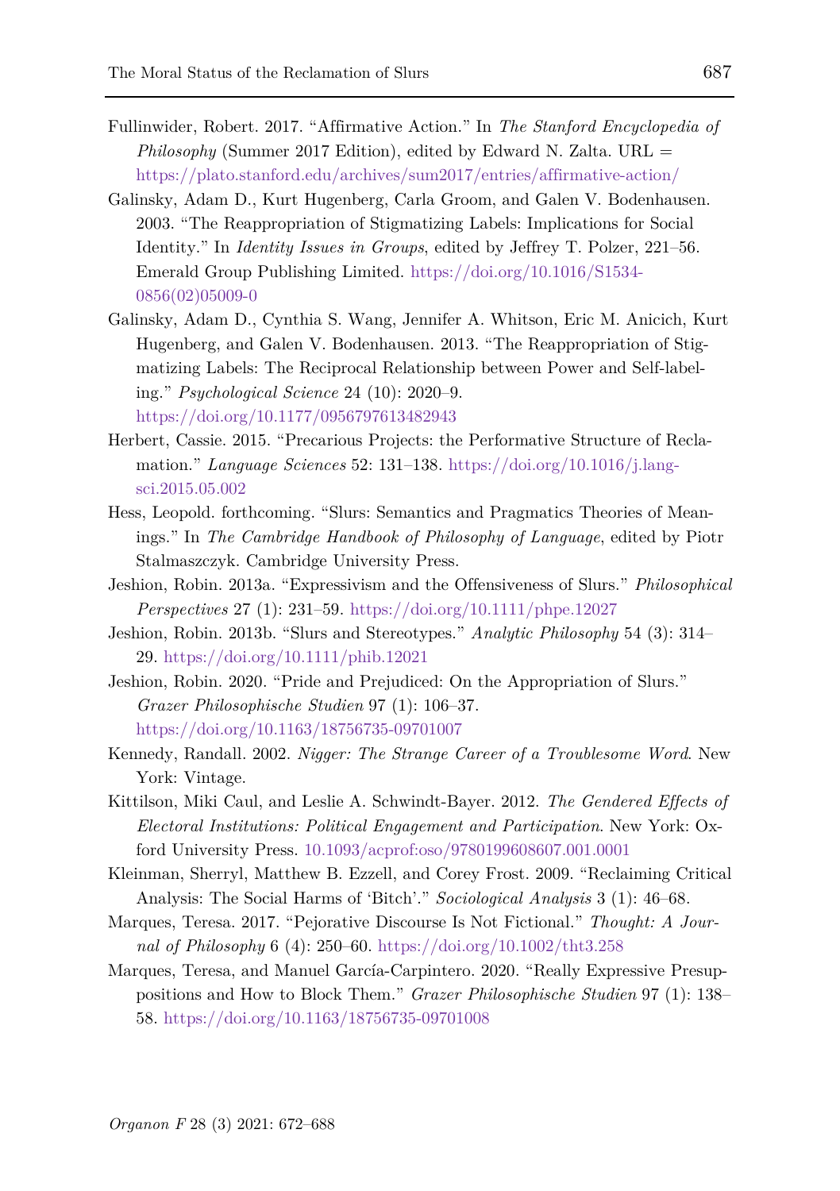Fullinwider, Robert. 2017. "Affirmative Action." In *The Stanford Encyclopedia of Philosophy* (Summer 2017 Edition), edited by Edward N. Zalta. URL = https://plato.stanford.edu/archives/sum2017/entries/affirmative-action/

Galinsky, Adam D., Kurt Hugenberg, Carla Groom, and Galen V. Bodenhausen. 2003. "The Reappropriation of Stigmatizing Labels: Implications for Social Identity." In *Identity Issues in Groups*, edited by Jeffrey T. Polzer, 221–56. Emerald Group Publishing Limited. https://doi.org/10.1016/S1534-0856(02)05009-0

Galinsky, Adam D., Cynthia S. Wang, Jennifer A. Whitson, Eric M. Anicich, Kurt Hugenberg, and Galen V. Bodenhausen. 2013. "The Reappropriation of Stigmatizing Labels: The Reciprocal Relationship between Power and Self-labeling." *Psychological Science* 24 (10): 2020–9. https://doi.org/10.1177/0956797613482943

Herbert, Cassie. 2015. "Precarious Projects: the Performative Structure of Reclamation." *Language Sciences* 52: 131–138. https://doi.org/10.1016/j.langsci.2015.05.002

Hess, Leopold. forthcoming. "Slurs: Semantics and Pragmatics Theories of Meanings." In *The Cambridge Handbook of Philosophy of Language*, edited by Piotr Stalmaszczyk. Cambridge University Press.

Jeshion, Robin. 2013a. "Expressivism and the Offensiveness of Slurs." *Philosophical Perspectives* 27 (1): 231–59. https://doi.org/10.1111/phpe.12027

Jeshion, Robin. 2013b. "Slurs and Stereotypes." *Analytic Philosophy* 54 (3): 314–29. https://doi.org/10.1111/phib.12021

Jeshion, Robin. 2020. "Pride and Prejudiced: On the Appropriation of Slurs." *Grazer Philosophische Studien* 97 (1): 106–37. https://doi.org/10.1163/18756735-09701007

Kennedy, Randall. 2002. *Nigger: The Strange Career of a Troublesome Word*. New York: Vintage.

Kittilson, Miki Caul, and Leslie A. Schwindt-Bayer. 2012. *The Gendered Effects of Electoral Institutions: Political Engagement and Participation*. New York: Oxford University Press. 10.1093/acprof:oso/9780199608607.001.0001

Kleinman, Sherryl, Matthew B. Ezzell, and Corey Frost. 2009. "Reclaiming Critical Analysis: The Social Harms of 'Bitch'." *Sociological Analysis* 3 (1): 46–68.

Marques, Teresa. 2017. "Pejorative Discourse Is Not Fictional." *Thought: A Journal of Philosophy* 6 (4): 250–60. https://doi.org/10.1002/tht3.258

Marques, Teresa, and Manuel García-Carpintero. 2020. "Really Expressive Presuppositions and How to Block Them." *Grazer Philosophische Studien* 97 (1): 138–58. https://doi.org/10.1163/18756735-09701008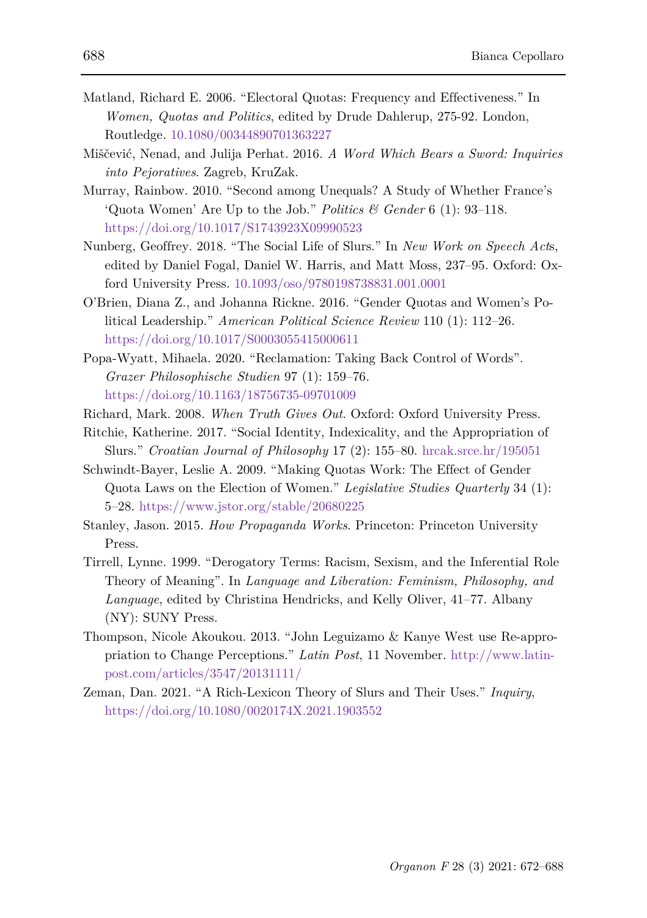Matland, Richard E. 2006. "Electoral Quotas: Frequency and Effectiveness." In *Women, Quotas and Politics*, edited by Drude Dahlerup, 275-92. London, Routledge. 10.1080/00344890701363227

Miščević, Nenad, and Julija Perhat. 2016. *A Word Which Bears a Sword: Inquiries into Pejoratives*. Zagreb, KruZak.

Murray, Rainbow. 2010. "Second among Unequals? A Study of Whether France's 'Quota Women' Are Up to the Job." *Politics & Gender* 6 (1): 93–118. https://doi.org/10.1017/S1743923X09990523

Nunberg, Geoffrey. 2018. "The Social Life of Slurs." In *New Work on Speech Acts*, edited by Daniel Fogal, Daniel W. Harris, and Matt Moss, 237–95. Oxford: Oxford University Press. 10.1093/oso/9780198738831.001.0001

O'Brien, Diana Z., and Johanna Rickne. 2016. "Gender Quotas and Women's Political Leadership." *American Political Science Review* 110 (1): 112–26. https://doi.org/10.1017/S0003055415000611

Popa-Wyatt, Mihaela. 2020. "Reclamation: Taking Back Control of Words". *Grazer Philosophische Studien* 97 (1): 159–76. https://doi.org/10.1163/18756735-09701009

Richard, Mark. 2008. *When Truth Gives Out*. Oxford: Oxford University Press.

Ritchie, Katherine. 2017. "Social Identity, Indexicality, and the Appropriation of Slurs." *Croatian Journal of Philosophy* 17 (2): 155–80. hrcak.srce.hr/195051

Schwindt-Bayer, Leslie A. 2009. "Making Quotas Work: The Effect of Gender Quota Laws on the Election of Women." *Legislative Studies Quarterly* 34 (1): 5–28. https://www.jstor.org/stable/20680225

Stanley, Jason. 2015. *How Propaganda Works*. Princeton: Princeton University Press.

Tirrell, Lynne. 1999. "Derogatory Terms: Racism, Sexism, and the Inferential Role Theory of Meaning". In *Language and Liberation: Feminism, Philosophy, and Language*, edited by Christina Hendricks, and Kelly Oliver, 41–77. Albany (NY): SUNY Press.

Thompson, Nicole Akoukou. 2013. "John Leguizamo & Kanye West use Re-appropriation to Change Perceptions." *Latin Post*, 11 November. http://www.latinpost.com/articles/3547/20131111/

Zeman, Dan. 2021. "A Rich-Lexicon Theory of Slurs and Their Uses." *Inquiry*, https://doi.org/10.1080/0020174X.2021.1903552